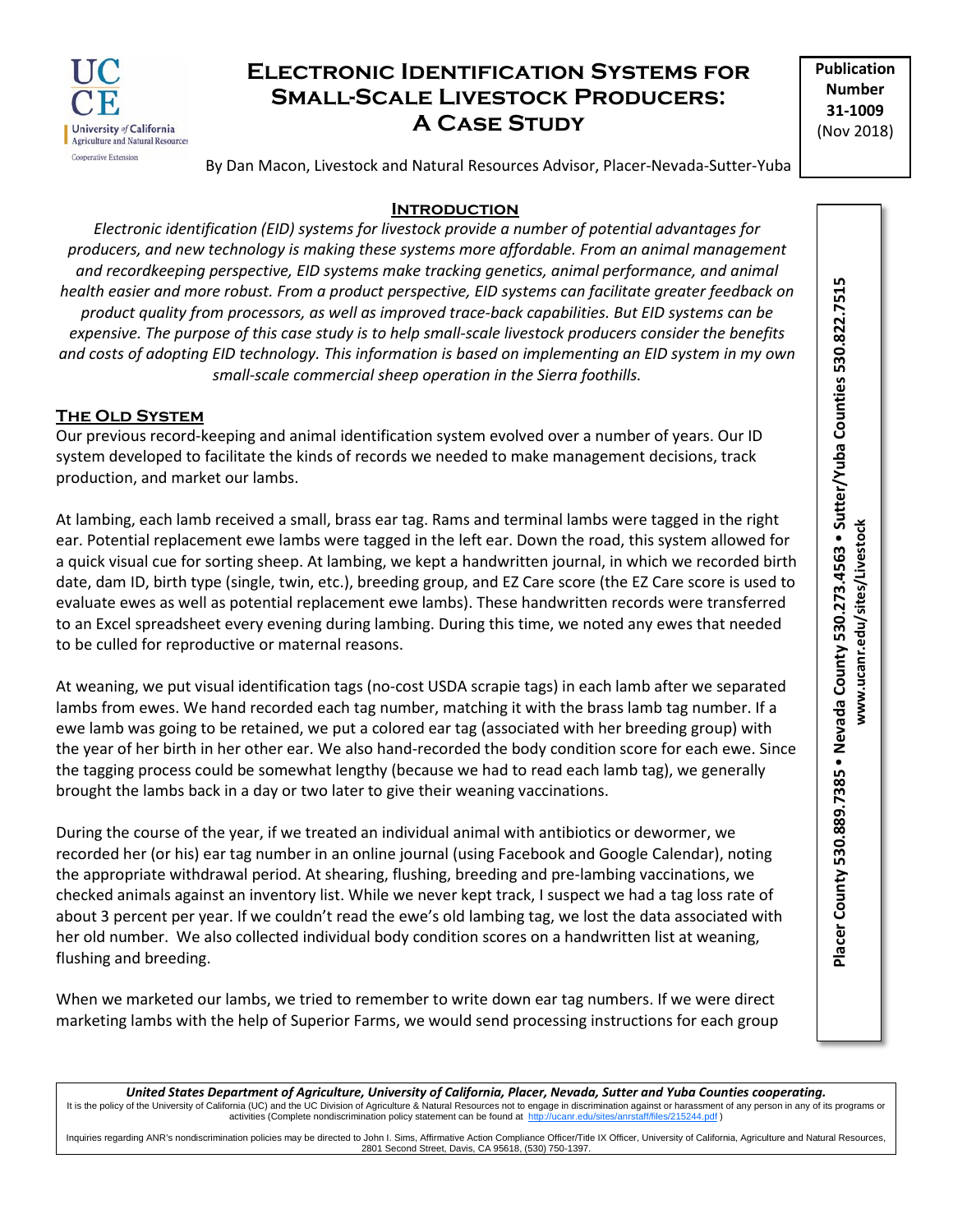# Electronic Identification Systems for Small-Scale Livestock Producers: A Case Study

**Publication Number 31-1009** (Nov 2018)

By Dan Macon, Livestock and Natural Resources Advisor, Placer-Nevada-Sutter-Yuba

**Placer County 530.889.7385 • Nevada County 530.273.4563 • Sutter/Yuba Counties 530.822.7515**
**www.ucanr.edu/sites/Livestock**

## Introduction

*Electronic identification (EID) systems for livestock provide a number of potential advantages for producers, and new technology is making these systems more affordable. From an animal management and recordkeeping perspective, EID systems make tracking genetics, animal performance, and animal health easier and more robust. From a product perspective, EID systems can facilitate greater feedback on product quality from processors, as well as improved trace-back capabilities. But EID systems can be expensive. The purpose of this case study is to help small-scale livestock producers consider the benefits and costs of adopting EID technology. This information is based on implementing an EID system in my own small-scale commercial sheep operation in the Sierra foothills.*

## The Old System

Our previous record-keeping and animal identification system evolved over a number of years. Our ID system developed to facilitate the kinds of records we needed to make management decisions, track production, and market our lambs.

At lambing, each lamb received a small, brass ear tag. Rams and terminal lambs were tagged in the right ear. Potential replacement ewe lambs were tagged in the left ear. Down the road, this system allowed for a quick visual cue for sorting sheep. At lambing, we kept a handwritten journal, in which we recorded birth date, dam ID, birth type (single, twin, etc.), breeding group, and EZ Care score (the EZ Care score is used to evaluate ewes as well as potential replacement ewe lambs). These handwritten records were transferred to an Excel spreadsheet every evening during lambing. During this time, we noted any ewes that needed to be culled for reproductive or maternal reasons.

At weaning, we put visual identification tags (no-cost USDA scrapie tags) in each lamb after we separated lambs from ewes. We hand recorded each tag number, matching it with the brass lamb tag number. If a ewe lamb was going to be retained, we put a colored ear tag (associated with her breeding group) with the year of her birth in her other ear. We also hand-recorded the body condition score for each ewe. Since the tagging process could be somewhat lengthy (because we had to read each lamb tag), we generally brought the lambs back in a day or two later to give their weaning vaccinations.

During the course of the year, if we treated an individual animal with antibiotics or dewormer, we recorded her (or his) ear tag number in an online journal (using Facebook and Google Calendar), noting the appropriate withdrawal period. At shearing, flushing, breeding and pre-lambing vaccinations, we checked animals against an inventory list. While we never kept track, I suspect we had a tag loss rate of about 3 percent per year. If we couldn't read the ewe's old lambing tag, we lost the data associated with her old number. We also collected individual body condition scores on a handwritten list at weaning, flushing and breeding.

When we marketed our lambs, we tried to remember to write down ear tag numbers. If we were direct marketing lambs with the help of Superior Farms, we would send processing instructions for each group

***United States Department of Agriculture, University of California, Placer, Nevada, Sutter and Yuba Counties cooperating.***
It is the policy of the University of California (UC) and the UC Division of Agriculture & Natural Resources not to engage in discrimination against or harassment of any person in any of its programs or activities (Complete nondiscrimination policy statement can be found at http://ucanr.edu/sites/anrstaff/files/215244.pdf )

Inquiries regarding ANR's nondiscrimination policies may be directed to John I. Sims, Affirmative Action Compliance Officer/Title IX Officer, University of California, Agriculture and Natural Resources, 2801 Second Street, Davis, CA 95618, (530) 750-1397.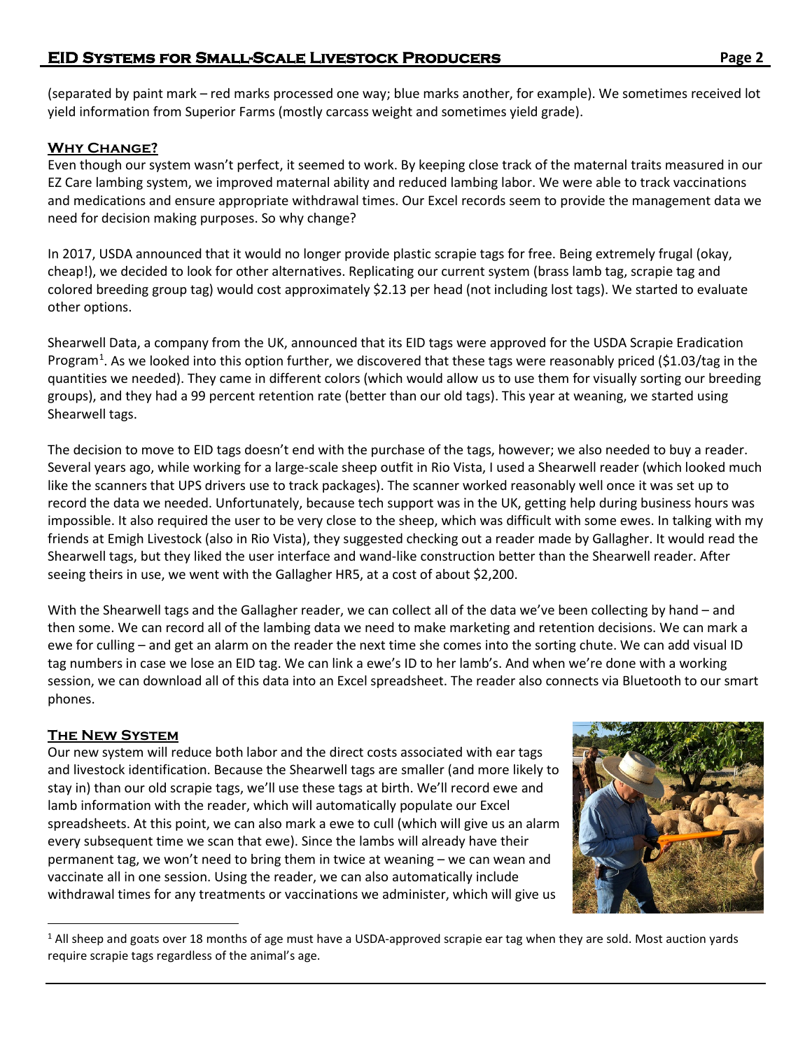(separated by paint mark – red marks processed one way; blue marks another, for example). We sometimes received lot yield information from Superior Farms (mostly carcass weight and sometimes yield grade).

## Why Change?

Even though our system wasn't perfect, it seemed to work. By keeping close track of the maternal traits measured in our EZ Care lambing system, we improved maternal ability and reduced lambing labor. We were able to track vaccinations and medications and ensure appropriate withdrawal times. Our Excel records seem to provide the management data we need for decision making purposes. So why change?

In 2017, USDA announced that it would no longer provide plastic scrapie tags for free. Being extremely frugal (okay, cheap!), we decided to look for other alternatives. Replicating our current system (brass lamb tag, scrapie tag and colored breeding group tag) would cost approximately $2.13 per head (not including lost tags). We started to evaluate other options.

Shearwell Data, a company from the UK, announced that its EID tags were approved for the USDA Scrapie Eradication Program[1]. As we looked into this option further, we discovered that these tags were reasonably priced ($1.03/tag in the quantities we needed). They came in different colors (which would allow us to use them for visually sorting our breeding groups), and they had a 99 percent retention rate (better than our old tags). This year at weaning, we started using Shearwell tags.

The decision to move to EID tags doesn't end with the purchase of the tags, however; we also needed to buy a reader. Several years ago, while working for a large-scale sheep outfit in Rio Vista, I used a Shearwell reader (which looked much like the scanners that UPS drivers use to track packages). The scanner worked reasonably well once it was set up to record the data we needed. Unfortunately, because tech support was in the UK, getting help during business hours was impossible. It also required the user to be very close to the sheep, which was difficult with some ewes. In talking with my friends at Emigh Livestock (also in Rio Vista), they suggested checking out a reader made by Gallagher. It would read the Shearwell tags, but they liked the user interface and wand-like construction better than the Shearwell reader. After seeing theirs in use, we went with the Gallagher HR5, at a cost of about $2,200.

With the Shearwell tags and the Gallagher reader, we can collect all of the data we've been collecting by hand – and then some. We can record all of the lambing data we need to make marketing and retention decisions. We can mark a ewe for culling – and get an alarm on the reader the next time she comes into the sorting chute. We can add visual ID tag numbers in case we lose an EID tag. We can link a ewe's ID to her lamb's. And when we're done with a working session, we can download all of this data into an Excel spreadsheet. The reader also connects via Bluetooth to our smart phones.

## The New System

Our new system will reduce both labor and the direct costs associated with ear tags and livestock identification. Because the Shearwell tags are smaller (and more likely to stay in) than our old scrapie tags, we'll use these tags at birth. We'll record ewe and lamb information with the reader, which will automatically populate our Excel spreadsheets. At this point, we can also mark a ewe to cull (which will give us an alarm every subsequent time we scan that ewe). Since the lambs will already have their permanent tag, we won't need to bring them in twice at weaning – we can wean and vaccinate all in one session. Using the reader, we can also automatically include withdrawal times for any treatments or vaccinations we administer, which will give us

[1] All sheep and goats over 18 months of age must have a USDA-approved scrapie ear tag when they are sold. Most auction yards require scrapie tags regardless of the animal's age.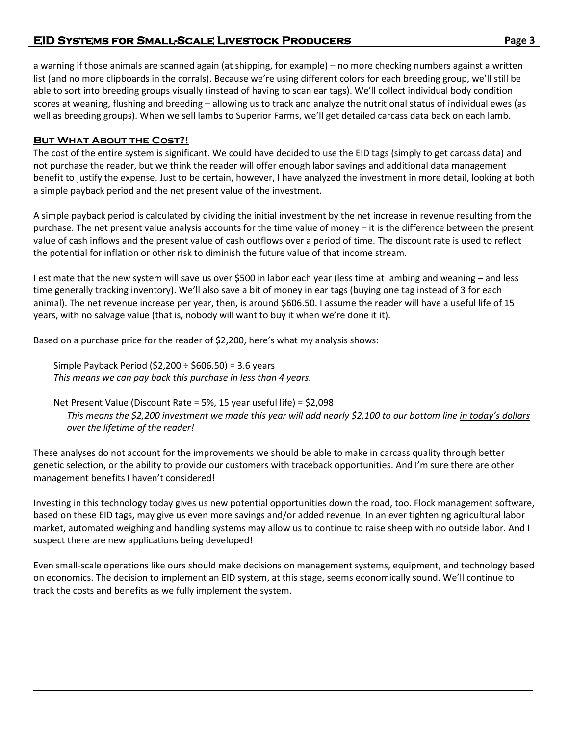a warning if those animals are scanned again (at shipping, for example) – no more checking numbers against a written list (and no more clipboards in the corrals). Because we're using different colors for each breeding group, we'll still be able to sort into breeding groups visually (instead of having to scan ear tags). We'll collect individual body condition scores at weaning, flushing and breeding – allowing us to track and analyze the nutritional status of individual ewes (as well as breeding groups). When we sell lambs to Superior Farms, we'll get detailed carcass data back on each lamb.

## But What About the Cost?!

The cost of the entire system is significant. We could have decided to use the EID tags (simply to get carcass data) and not purchase the reader, but we think the reader will offer enough labor savings and additional data management benefit to justify the expense. Just to be certain, however, I have analyzed the investment in more detail, looking at both a simple payback period and the net present value of the investment.

A simple payback period is calculated by dividing the initial investment by the net increase in revenue resulting from the purchase. The net present value analysis accounts for the time value of money – it is the difference between the present value of cash inflows and the present value of cash outflows over a period of time. The discount rate is used to reflect the potential for inflation or other risk to diminish the future value of that income stream.

I estimate that the new system will save us over $500 in labor each year (less time at lambing and weaning – and less time generally tracking inventory). We'll also save a bit of money in ear tags (buying one tag instead of 3 for each animal). The net revenue increase per year, then, is around $606.50. I assume the reader will have a useful life of 15 years, with no salvage value (that is, nobody will want to buy it when we're done it it).

Based on a purchase price for the reader of $2,200, here's what my analysis shows:

Simple Payback Period ($2,200 ÷ $606.50) = 3.6 years
*This means we can pay back this purchase in less than 4 years.*

Net Present Value (Discount Rate = 5%, 15 year useful life) = $2,098
*This means the $2,200 investment we made this year will add nearly $2,100 to our bottom line <u>in today's dollars</u> over the lifetime of the reader!*

These analyses do not account for the improvements we should be able to make in carcass quality through better genetic selection, or the ability to provide our customers with traceback opportunities. And I'm sure there are other management benefits I haven't considered!

Investing in this technology today gives us new potential opportunities down the road, too. Flock management software, based on these EID tags, may give us even more savings and/or added revenue. In an ever tightening agricultural labor market, automated weighing and handling systems may allow us to continue to raise sheep with no outside labor. And I suspect there are new applications being developed!

Even small-scale operations like ours should make decisions on management systems, equipment, and technology based on economics. The decision to implement an EID system, at this stage, seems economically sound. We'll continue to track the costs and benefits as we fully implement the system.